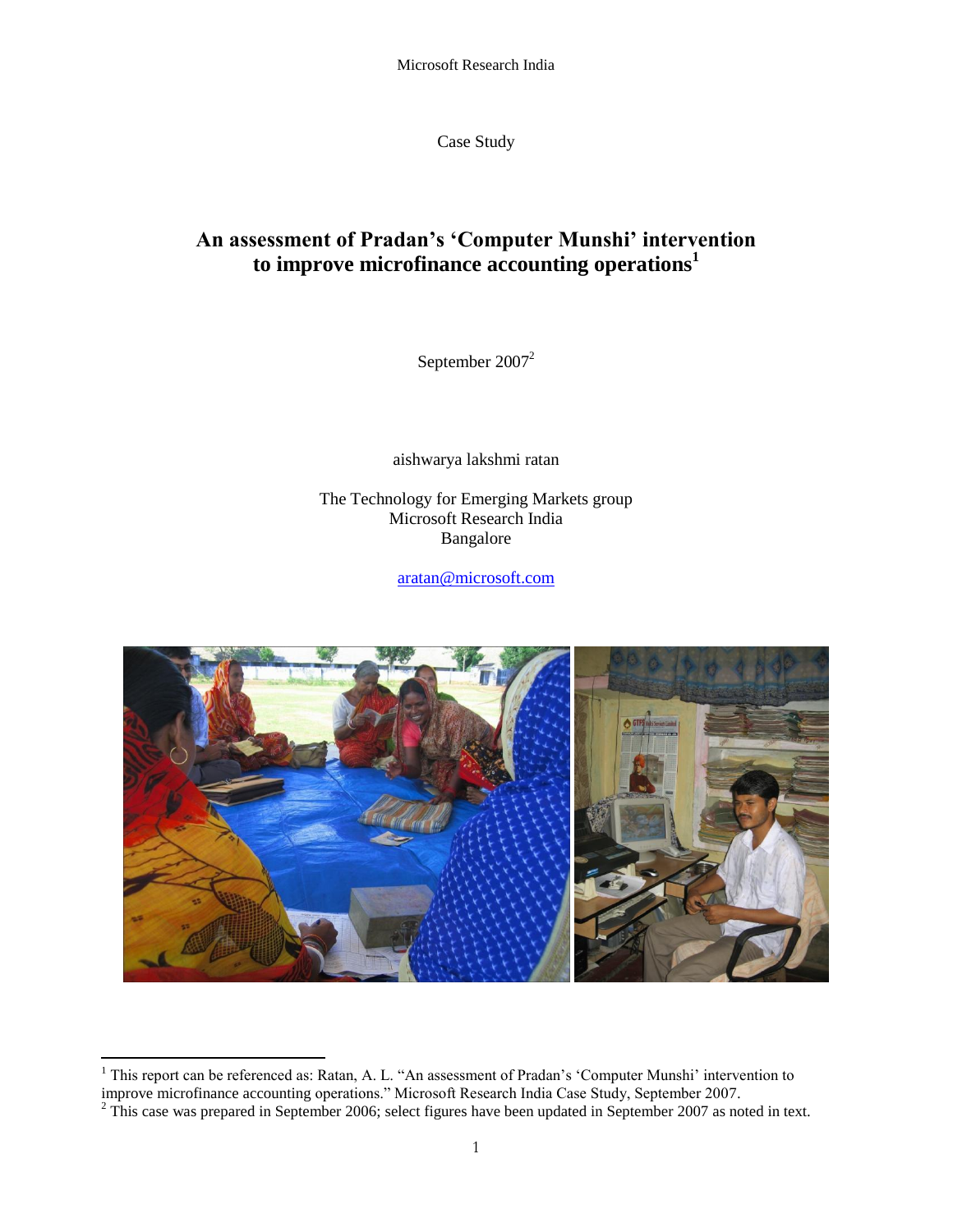Microsoft Research India

Case Study

# An assessment of Pradan's 'Computer Munshi' intervention to improve microfinance accounting operations[1]

September 2007[2]

aishwarya lakshmi ratan

The Technology for Emerging Markets group
Microsoft Research India
Bangalore

aratan@microsoft.com

---

[1] This report can be referenced as: Ratan, A. L. "An assessment of Pradan's 'Computer Munshi' intervention to improve microfinance accounting operations." Microsoft Research India Case Study, September 2007.

[2] This case was prepared in September 2006; select figures have been updated in September 2007 as noted in text.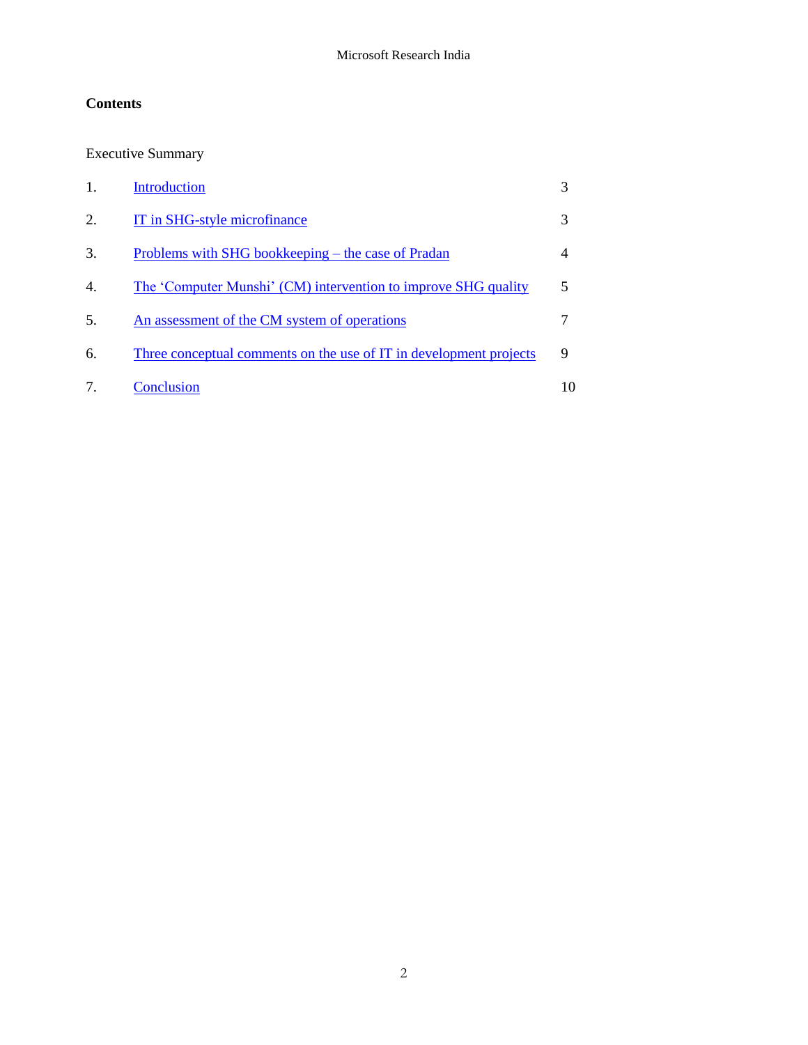**Contents**

Executive Summary

| | | |
|---|---|---|
| 1. | Introduction | 3 |
| 2. | IT in SHG-style microfinance | 3 |
| 3. | Problems with SHG bookkeeping – the case of Pradan | 4 |
| 4. | The 'Computer Munshi' (CM) intervention to improve SHG quality | 5 |
| 5. | An assessment of the CM system of operations | 7 |
| 6. | Three conceptual comments on the use of IT in development projects | 9 |
| 7. | Conclusion | 10 |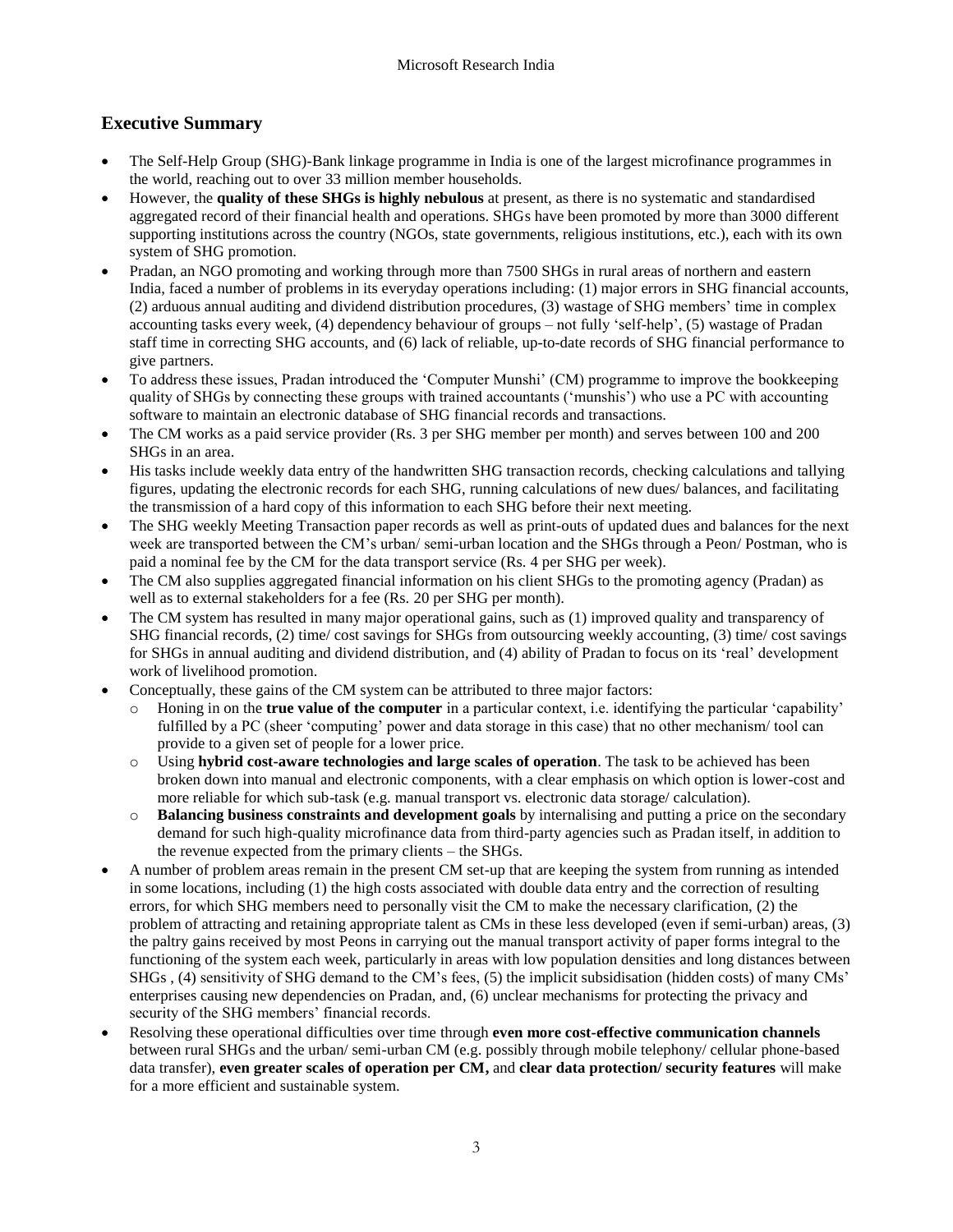## Executive Summary

- The Self-Help Group (SHG)-Bank linkage programme in India is one of the largest microfinance programmes in the world, reaching out to over 33 million member households.
- However, the **quality of these SHGs is highly nebulous** at present, as there is no systematic and standardised aggregated record of their financial health and operations. SHGs have been promoted by more than 3000 different supporting institutions across the country (NGOs, state governments, religious institutions, etc.), each with its own system of SHG promotion.
- Pradan, an NGO promoting and working through more than 7500 SHGs in rural areas of northern and eastern India, faced a number of problems in its everyday operations including: (1) major errors in SHG financial accounts, (2) arduous annual auditing and dividend distribution procedures, (3) wastage of SHG members' time in complex accounting tasks every week, (4) dependency behaviour of groups – not fully 'self-help', (5) wastage of Pradan staff time in correcting SHG accounts, and (6) lack of reliable, up-to-date records of SHG financial performance to give partners.
- To address these issues, Pradan introduced the 'Computer Munshi' (CM) programme to improve the bookkeeping quality of SHGs by connecting these groups with trained accountants ('munshis') who use a PC with accounting software to maintain an electronic database of SHG financial records and transactions.
- The CM works as a paid service provider (Rs. 3 per SHG member per month) and serves between 100 and 200 SHGs in an area.
- His tasks include weekly data entry of the handwritten SHG transaction records, checking calculations and tallying figures, updating the electronic records for each SHG, running calculations of new dues/ balances, and facilitating the transmission of a hard copy of this information to each SHG before their next meeting.
- The SHG weekly Meeting Transaction paper records as well as print-outs of updated dues and balances for the next week are transported between the CM's urban/ semi-urban location and the SHGs through a Peon/ Postman, who is paid a nominal fee by the CM for the data transport service (Rs. 4 per SHG per week).
- The CM also supplies aggregated financial information on his client SHGs to the promoting agency (Pradan) as well as to external stakeholders for a fee (Rs. 20 per SHG per month).
- The CM system has resulted in many major operational gains, such as (1) improved quality and transparency of SHG financial records, (2) time/ cost savings for SHGs from outsourcing weekly accounting, (3) time/ cost savings for SHGs in annual auditing and dividend distribution, and (4) ability of Pradan to focus on its 'real' development work of livelihood promotion.
- Conceptually, these gains of the CM system can be attributed to three major factors:
  - Honing in on the **true value of the computer** in a particular context, i.e. identifying the particular 'capability' fulfilled by a PC (sheer 'computing' power and data storage in this case) that no other mechanism/ tool can provide to a given set of people for a lower price.
  - Using **hybrid cost-aware technologies and large scales of operation**. The task to be achieved has been broken down into manual and electronic components, with a clear emphasis on which option is lower-cost and more reliable for which sub-task (e.g. manual transport vs. electronic data storage/ calculation).
  - **Balancing business constraints and development goals** by internalising and putting a price on the secondary demand for such high-quality microfinance data from third-party agencies such as Pradan itself, in addition to the revenue expected from the primary clients – the SHGs.
- A number of problem areas remain in the present CM set-up that are keeping the system from running as intended in some locations, including (1) the high costs associated with double data entry and the correction of resulting errors, for which SHG members need to personally visit the CM to make the necessary clarification, (2) the problem of attracting and retaining appropriate talent as CMs in these less developed (even if semi-urban) areas, (3) the paltry gains received by most Peons in carrying out the manual transport activity of paper forms integral to the functioning of the system each week, particularly in areas with low population densities and long distances between SHGs , (4) sensitivity of SHG demand to the CM's fees, (5) the implicit subsidisation (hidden costs) of many CMs' enterprises causing new dependencies on Pradan, and, (6) unclear mechanisms for protecting the privacy and security of the SHG members' financial records.
- Resolving these operational difficulties over time through **even more cost-effective communication channels** between rural SHGs and the urban/ semi-urban CM (e.g. possibly through mobile telephony/ cellular phone-based data transfer), **even greater scales of operation per CM,** and **clear data protection/ security features** will make for a more efficient and sustainable system.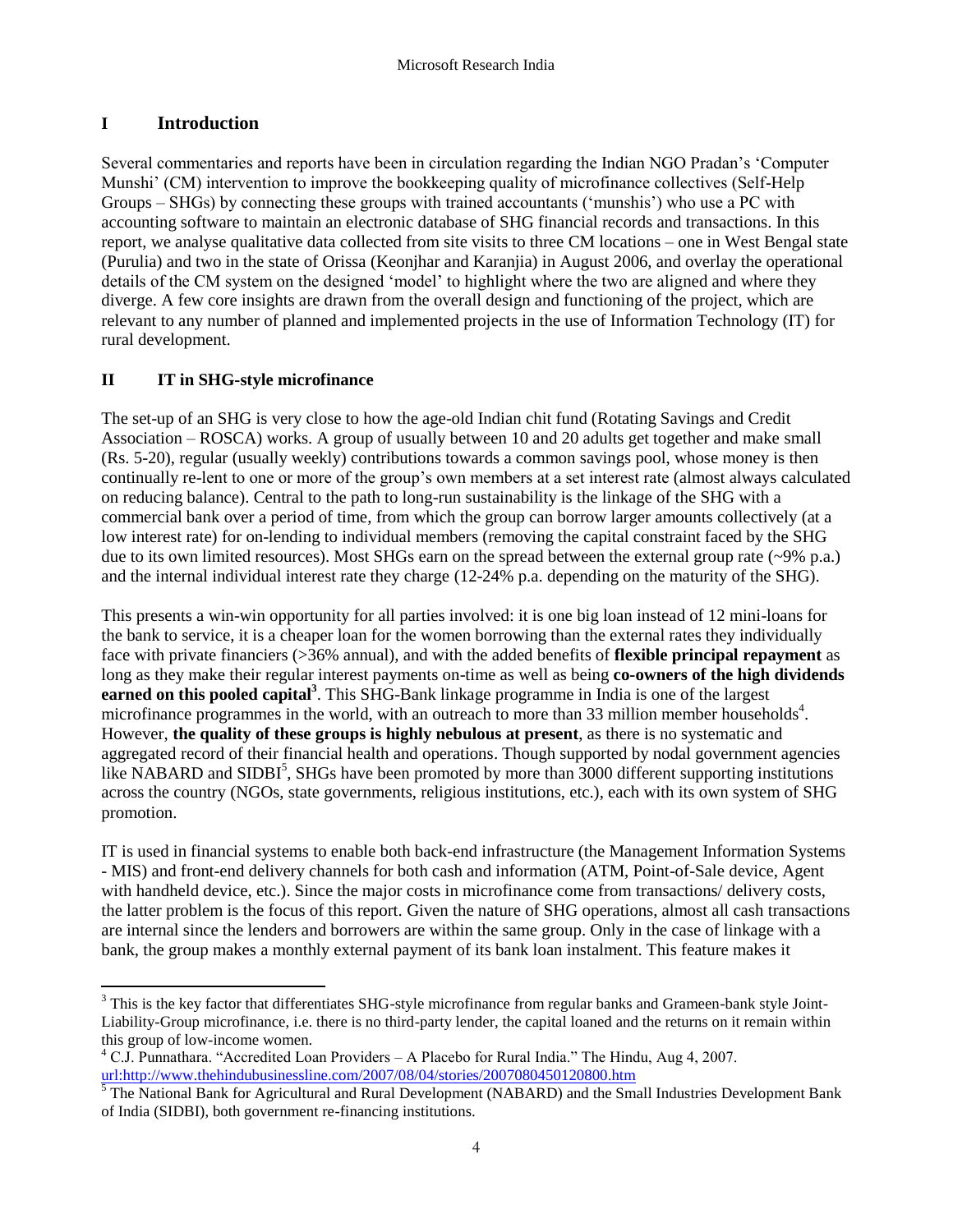## I Introduction

Several commentaries and reports have been in circulation regarding the Indian NGO Pradan's 'Computer Munshi' (CM) intervention to improve the bookkeeping quality of microfinance collectives (Self-Help Groups – SHGs) by connecting these groups with trained accountants ('munshis') who use a PC with accounting software to maintain an electronic database of SHG financial records and transactions. In this report, we analyse qualitative data collected from site visits to three CM locations – one in West Bengal state (Purulia) and two in the state of Orissa (Keonjhar and Karanjia) in August 2006, and overlay the operational details of the CM system on the designed 'model' to highlight where the two are aligned and where they diverge. A few core insights are drawn from the overall design and functioning of the project, which are relevant to any number of planned and implemented projects in the use of Information Technology (IT) for rural development.

## II IT in SHG-style microfinance

The set-up of an SHG is very close to how the age-old Indian chit fund (Rotating Savings and Credit Association – ROSCA) works. A group of usually between 10 and 20 adults get together and make small (Rs. 5-20), regular (usually weekly) contributions towards a common savings pool, whose money is then continually re-lent to one or more of the group's own members at a set interest rate (almost always calculated on reducing balance). Central to the path to long-run sustainability is the linkage of the SHG with a commercial bank over a period of time, from which the group can borrow larger amounts collectively (at a low interest rate) for on-lending to individual members (removing the capital constraint faced by the SHG due to its own limited resources). Most SHGs earn on the spread between the external group rate (~9% p.a.) and the internal individual interest rate they charge (12-24% p.a. depending on the maturity of the SHG).

This presents a win-win opportunity for all parties involved: it is one big loan instead of 12 mini-loans for the bank to service, it is a cheaper loan for the women borrowing than the external rates they individually face with private financiers (>36% annual), and with the added benefits of **flexible principal repayment** as long as they make their regular interest payments on-time as well as being **co-owners of the high dividends earned on this pooled capital**[3]. This SHG-Bank linkage programme in India is one of the largest microfinance programmes in the world, with an outreach to more than 33 million member households[4]. However, **the quality of these groups is highly nebulous at present**, as there is no systematic and aggregated record of their financial health and operations. Though supported by nodal government agencies like NABARD and SIDBI[5], SHGs have been promoted by more than 3000 different supporting institutions across the country (NGOs, state governments, religious institutions, etc.), each with its own system of SHG promotion.

IT is used in financial systems to enable both back-end infrastructure (the Management Information Systems - MIS) and front-end delivery channels for both cash and information (ATM, Point-of-Sale device, Agent with handheld device, etc.). Since the major costs in microfinance come from transactions/ delivery costs, the latter problem is the focus of this report. Given the nature of SHG operations, almost all cash transactions are internal since the lenders and borrowers are within the same group. Only in the case of linkage with a bank, the group makes a monthly external payment of its bank loan instalment. This feature makes it

---

[3] This is the key factor that differentiates SHG-style microfinance from regular banks and Grameen-bank style Joint-Liability-Group microfinance, i.e. there is no third-party lender, the capital loaned and the returns on it remain within this group of low-income women.

[4] C.J. Punnathara. "Accredited Loan Providers – A Placebo for Rural India." The Hindu, Aug 4, 2007. url:http://www.thehindubusinessline.com/2007/08/04/stories/2007080450120800.htm

[5] The National Bank for Agricultural and Rural Development (NABARD) and the Small Industries Development Bank of India (SIDBI), both government re-financing institutions.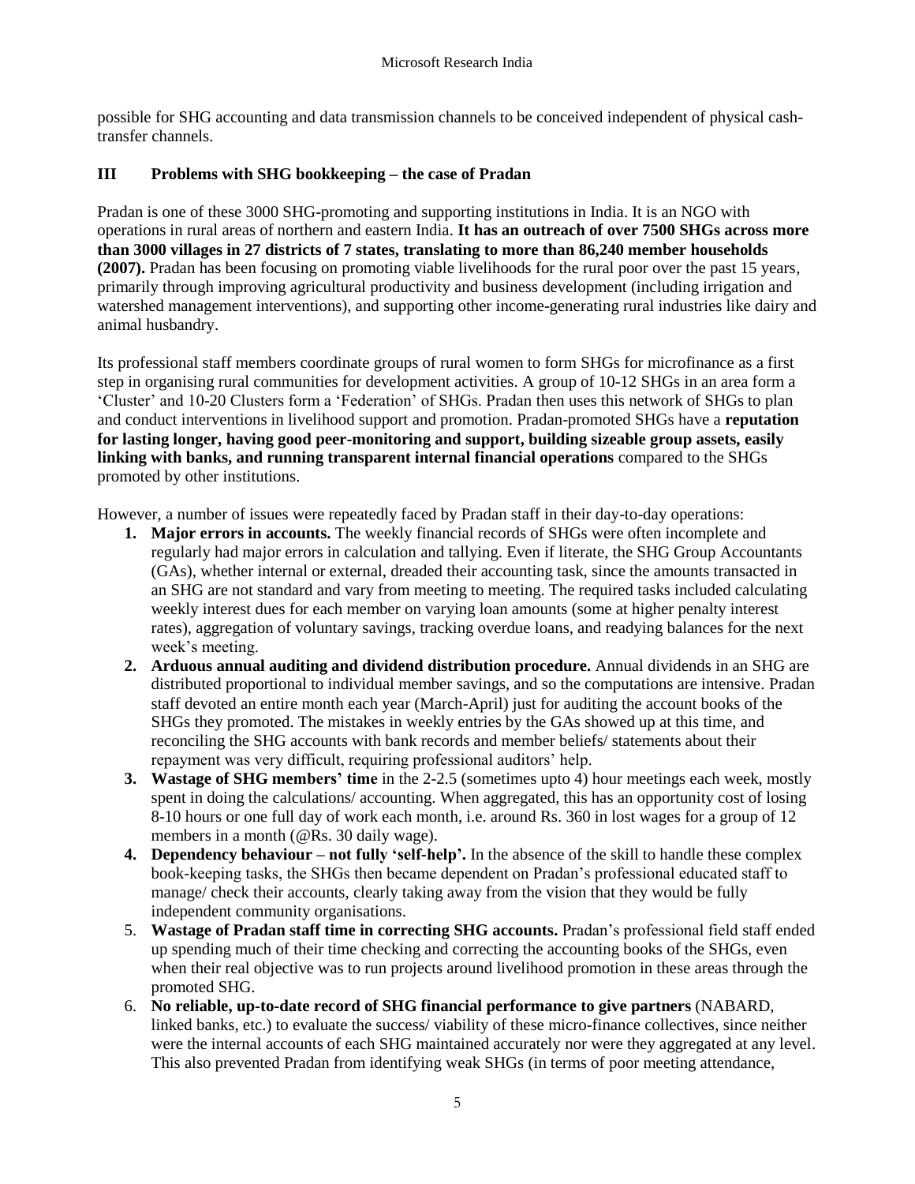possible for SHG accounting and data transmission channels to be conceived independent of physical cash-transfer channels.

## III Problems with SHG bookkeeping – the case of Pradan

Pradan is one of these 3000 SHG-promoting and supporting institutions in India. It is an NGO with operations in rural areas of northern and eastern India. **It has an outreach of over 7500 SHGs across more than 3000 villages in 27 districts of 7 states, translating to more than 86,240 member households (2007).** Pradan has been focusing on promoting viable livelihoods for the rural poor over the past 15 years, primarily through improving agricultural productivity and business development (including irrigation and watershed management interventions), and supporting other income-generating rural industries like dairy and animal husbandry.

Its professional staff members coordinate groups of rural women to form SHGs for microfinance as a first step in organising rural communities for development activities. A group of 10-12 SHGs in an area form a 'Cluster' and 10-20 Clusters form a 'Federation' of SHGs. Pradan then uses this network of SHGs to plan and conduct interventions in livelihood support and promotion. Pradan-promoted SHGs have a **reputation for lasting longer, having good peer-monitoring and support, building sizeable group assets, easily linking with banks, and running transparent internal financial operations** compared to the SHGs promoted by other institutions.

However, a number of issues were repeatedly faced by Pradan staff in their day-to-day operations:

1. **Major errors in accounts.** The weekly financial records of SHGs were often incomplete and regularly had major errors in calculation and tallying. Even if literate, the SHG Group Accountants (GAs), whether internal or external, dreaded their accounting task, since the amounts transacted in an SHG are not standard and vary from meeting to meeting. The required tasks included calculating weekly interest dues for each member on varying loan amounts (some at higher penalty interest rates), aggregation of voluntary savings, tracking overdue loans, and readying balances for the next week's meeting.
2. **Arduous annual auditing and dividend distribution procedure.** Annual dividends in an SHG are distributed proportional to individual member savings, and so the computations are intensive. Pradan staff devoted an entire month each year (March-April) just for auditing the account books of the SHGs they promoted. The mistakes in weekly entries by the GAs showed up at this time, and reconciling the SHG accounts with bank records and member beliefs/ statements about their repayment was very difficult, requiring professional auditors' help.
3. **Wastage of SHG members' time** in the 2-2.5 (sometimes upto 4) hour meetings each week, mostly spent in doing the calculations/ accounting. When aggregated, this has an opportunity cost of losing 8-10 hours or one full day of work each month, i.e. around Rs. 360 in lost wages for a group of 12 members in a month (@Rs. 30 daily wage).
4. **Dependency behaviour – not fully 'self-help'.** In the absence of the skill to handle these complex book-keeping tasks, the SHGs then became dependent on Pradan's professional educated staff to manage/ check their accounts, clearly taking away from the vision that they would be fully independent community organisations.
5. **Wastage of Pradan staff time in correcting SHG accounts.** Pradan's professional field staff ended up spending much of their time checking and correcting the accounting books of the SHGs, even when their real objective was to run projects around livelihood promotion in these areas through the promoted SHG.
6. **No reliable, up-to-date record of SHG financial performance to give partners** (NABARD, linked banks, etc.) to evaluate the success/ viability of these micro-finance collectives, since neither were the internal accounts of each SHG maintained accurately nor were they aggregated at any level. This also prevented Pradan from identifying weak SHGs (in terms of poor meeting attendance,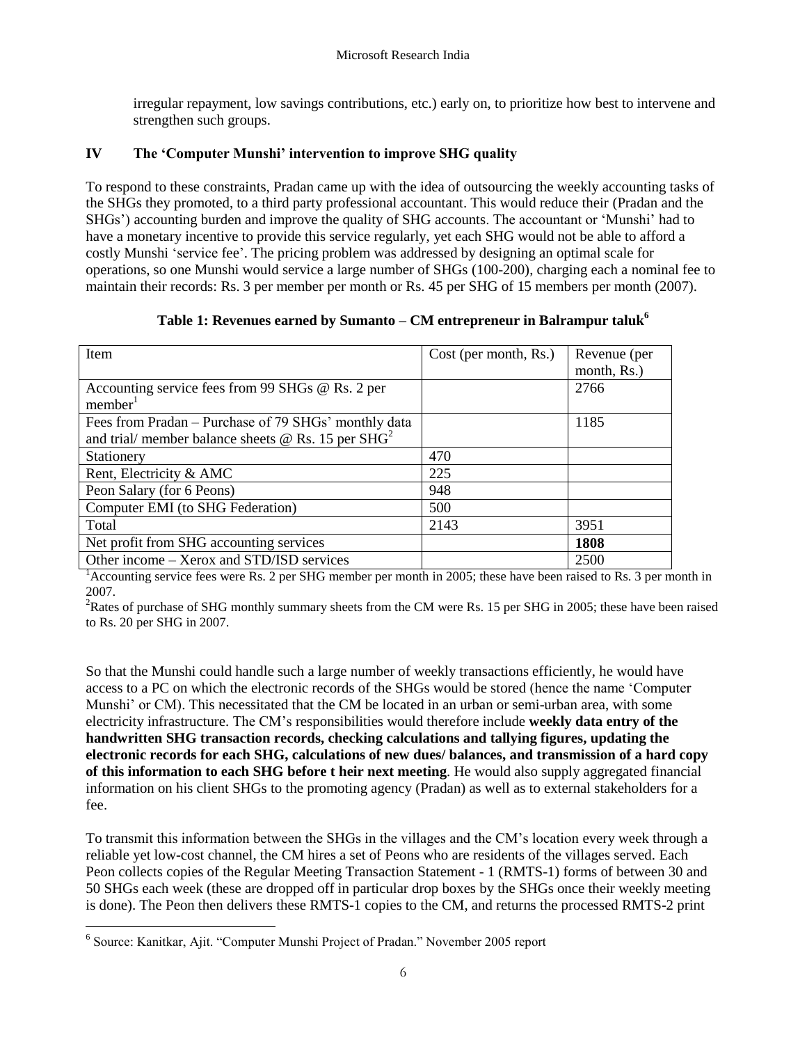irregular repayment, low savings contributions, etc.) early on, to prioritize how best to intervene and strengthen such groups.

## IV The 'Computer Munshi' intervention to improve SHG quality

To respond to these constraints, Pradan came up with the idea of outsourcing the weekly accounting tasks of the SHGs they promoted, to a third party professional accountant. This would reduce their (Pradan and the SHGs') accounting burden and improve the quality of SHG accounts. The accountant or 'Munshi' had to have a monetary incentive to provide this service regularly, yet each SHG would not be able to afford a costly Munshi 'service fee'. The pricing problem was addressed by designing an optimal scale for operations, so one Munshi would service a large number of SHGs (100-200), charging each a nominal fee to maintain their records: Rs. 3 per member per month or Rs. 45 per SHG of 15 members per month (2007).

**Table 1: Revenues earned by Sumanto – CM entrepreneur in Balrampur taluk[6]**

| Item | Cost (per month, Rs.) | Revenue (per month, Rs.) |
|---|---|---|
| Accounting service fees from 99 SHGs @ Rs. 2 per member[1] | | 2766 |
| Fees from Pradan – Purchase of 79 SHGs' monthly data and trial/ member balance sheets @ Rs. 15 per SHG[2] | | 1185 |
| Stationery | 470 | |
| Rent, Electricity & AMC | 225 | |
| Peon Salary (for 6 Peons) | 948 | |
| Computer EMI (to SHG Federation) | 500 | |
| Total | 2143 | 3951 |
| Net profit from SHG accounting services | | **1808** |
| Other income – Xerox and STD/ISD services | | 2500 |

[1]Accounting service fees were Rs. 2 per SHG member per month in 2005; these have been raised to Rs. 3 per month in 2007.

[2]Rates of purchase of SHG monthly summary sheets from the CM were Rs. 15 per SHG in 2005; these have been raised to Rs. 20 per SHG in 2007.

So that the Munshi could handle such a large number of weekly transactions efficiently, he would have access to a PC on which the electronic records of the SHGs would be stored (hence the name 'Computer Munshi' or CM). This necessitated that the CM be located in an urban or semi-urban area, with some electricity infrastructure. The CM's responsibilities would therefore include **weekly data entry of the handwritten SHG transaction records, checking calculations and tallying figures, updating the electronic records for each SHG, calculations of new dues/ balances, and transmission of a hard copy of this information to each SHG before t heir next meeting**. He would also supply aggregated financial information on his client SHGs to the promoting agency (Pradan) as well as to external stakeholders for a fee.

To transmit this information between the SHGs in the villages and the CM's location every week through a reliable yet low-cost channel, the CM hires a set of Peons who are residents of the villages served. Each Peon collects copies of the Regular Meeting Transaction Statement - 1 (RMTS-1) forms of between 30 and 50 SHGs each week (these are dropped off in particular drop boxes by the SHGs once their weekly meeting is done). The Peon then delivers these RMTS-1 copies to the CM, and returns the processed RMTS-2 print

[6] Source: Kanitkar, Ajit. "Computer Munshi Project of Pradan." November 2005 report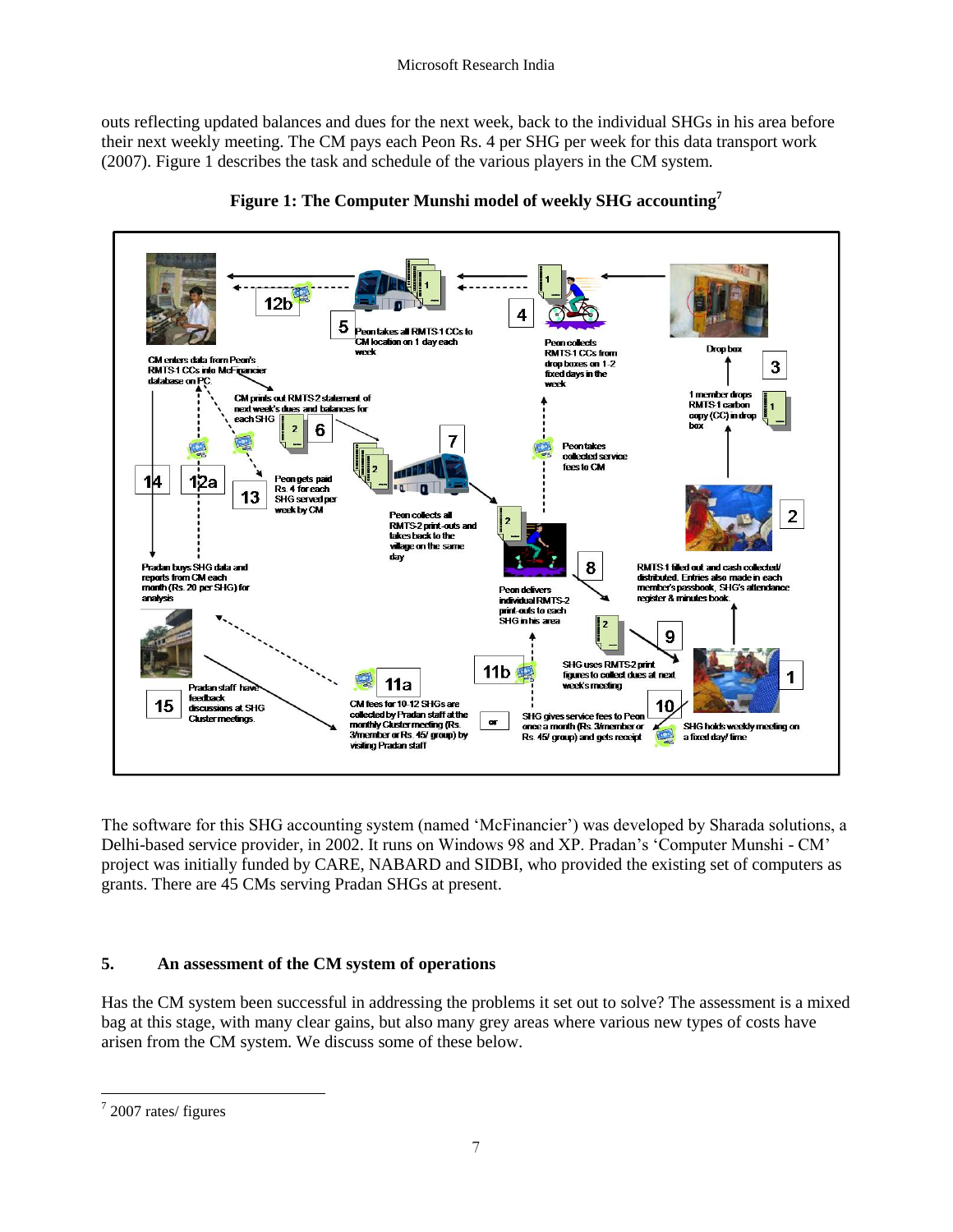outs reflecting updated balances and dues for the next week, back to the individual SHGs in his area before their next weekly meeting. The CM pays each Peon Rs. 4 per SHG per week for this data transport work (2007). Figure 1 describes the task and schedule of the various players in the CM system.

**Figure 1: The Computer Munshi model of weekly SHG accounting**[7]

1. SHG holds weekly meeting on a fixed day/ time
2. RMTS-1 filled out and cash collected/ distributed. Entries also made in each member's passbook, SHG's attendance register & minutes book.
3. 1 member drops RMTS-1 carbon copy (CC) in drop box
4. Peon collects RMTS-1 CCs from drop boxes on 1-2 fixed days in the week
5. Peon takes all RMTS-1 CCs to CM location on 1 day each week
6. CM prints out RMTS-2 statement of next week's dues and balances for each SHG
7. Peon collects all RMTS-2 print-outs and takes back to the village on the same day
8. Peon delivers individual RMTS-2 print-outs to each SHG in his area
9. SHG uses RMTS-2 print figures to collect dues at next week's meeting
10. SHG gives service fees to Peon once a month (Rs. 3/member or Rs. 45/ group) and gets receipt
11a. CM fees for 10-12 SHGs are collected by Pradan staff at the monthly Cluster meeting (Rs. 3/member or Rs. 45/ group) by visiting Pradan staff
11b. (or) SHG gives service fees to Peon
12a / 12b. Peon takes collected service fees to CM
13. Peon gets paid Rs. 4 for each SHG served per week by CM
14. Pradan buys SHG data and reports from CM each month (Rs. 20 per SHG) for analysis
15. Pradan staff have feedback discussions at SHG Cluster meetings.

Drop box

CM enters data from Peon's RMTS-1 CCs into McFinancier database on PC

The software for this SHG accounting system (named 'McFinancier') was developed by Sharada solutions, a Delhi-based service provider, in 2002. It runs on Windows 98 and XP. Pradan's 'Computer Munshi - CM' project was initially funded by CARE, NABARD and SIDBI, who provided the existing set of computers as grants. There are 45 CMs serving Pradan SHGs at present.

## 5. An assessment of the CM system of operations

Has the CM system been successful in addressing the problems it set out to solve? The assessment is a mixed bag at this stage, with many clear gains, but also many grey areas where various new types of costs have arisen from the CM system. We discuss some of these below.

[7] 2007 rates/ figures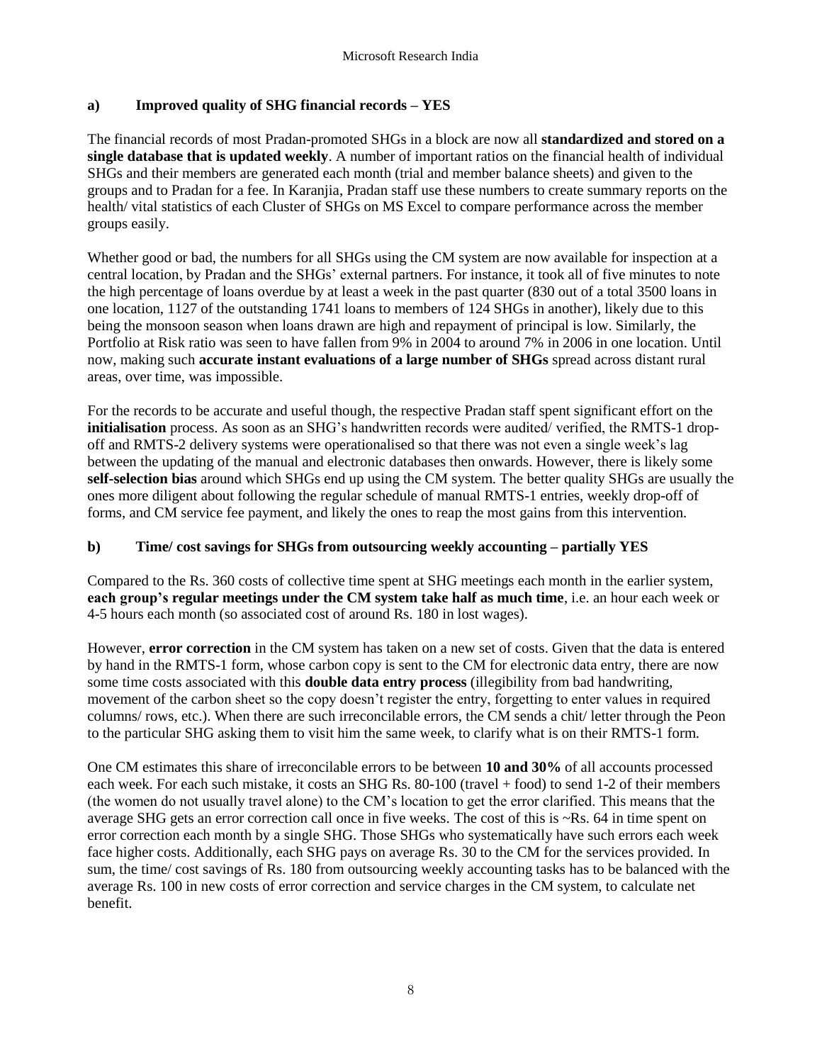### a) Improved quality of SHG financial records – YES

The financial records of most Pradan-promoted SHGs in a block are now all **standardized and stored on a single database that is updated weekly**. A number of important ratios on the financial health of individual SHGs and their members are generated each month (trial and member balance sheets) and given to the groups and to Pradan for a fee. In Karanjia, Pradan staff use these numbers to create summary reports on the health/ vital statistics of each Cluster of SHGs on MS Excel to compare performance across the member groups easily.

Whether good or bad, the numbers for all SHGs using the CM system are now available for inspection at a central location, by Pradan and the SHGs' external partners. For instance, it took all of five minutes to note the high percentage of loans overdue by at least a week in the past quarter (830 out of a total 3500 loans in one location, 1127 of the outstanding 1741 loans to members of 124 SHGs in another), likely due to this being the monsoon season when loans drawn are high and repayment of principal is low. Similarly, the Portfolio at Risk ratio was seen to have fallen from 9% in 2004 to around 7% in 2006 in one location. Until now, making such **accurate instant evaluations of a large number of SHGs** spread across distant rural areas, over time, was impossible.

For the records to be accurate and useful though, the respective Pradan staff spent significant effort on the **initialisation** process. As soon as an SHG's handwritten records were audited/ verified, the RMTS-1 drop-off and RMTS-2 delivery systems were operationalised so that there was not even a single week's lag between the updating of the manual and electronic databases then onwards. However, there is likely some **self-selection bias** around which SHGs end up using the CM system. The better quality SHGs are usually the ones more diligent about following the regular schedule of manual RMTS-1 entries, weekly drop-off of forms, and CM service fee payment, and likely the ones to reap the most gains from this intervention.

### b) Time/ cost savings for SHGs from outsourcing weekly accounting – partially YES

Compared to the Rs. 360 costs of collective time spent at SHG meetings each month in the earlier system, **each group's regular meetings under the CM system take half as much time**, i.e. an hour each week or 4-5 hours each month (so associated cost of around Rs. 180 in lost wages).

However, **error correction** in the CM system has taken on a new set of costs. Given that the data is entered by hand in the RMTS-1 form, whose carbon copy is sent to the CM for electronic data entry, there are now some time costs associated with this **double data entry process** (illegibility from bad handwriting, movement of the carbon sheet so the copy doesn't register the entry, forgetting to enter values in required columns/ rows, etc.). When there are such irreconcilable errors, the CM sends a chit/ letter through the Peon to the particular SHG asking them to visit him the same week, to clarify what is on their RMTS-1 form.

One CM estimates this share of irreconcilable errors to be between **10 and 30%** of all accounts processed each week. For each such mistake, it costs an SHG Rs. 80-100 (travel + food) to send 1-2 of their members (the women do not usually travel alone) to the CM's location to get the error clarified. This means that the average SHG gets an error correction call once in five weeks. The cost of this is ~Rs. 64 in time spent on error correction each month by a single SHG. Those SHGs who systematically have such errors each week face higher costs. Additionally, each SHG pays on average Rs. 30 to the CM for the services provided. In sum, the time/ cost savings of Rs. 180 from outsourcing weekly accounting tasks has to be balanced with the average Rs. 100 in new costs of error correction and service charges in the CM system, to calculate net benefit.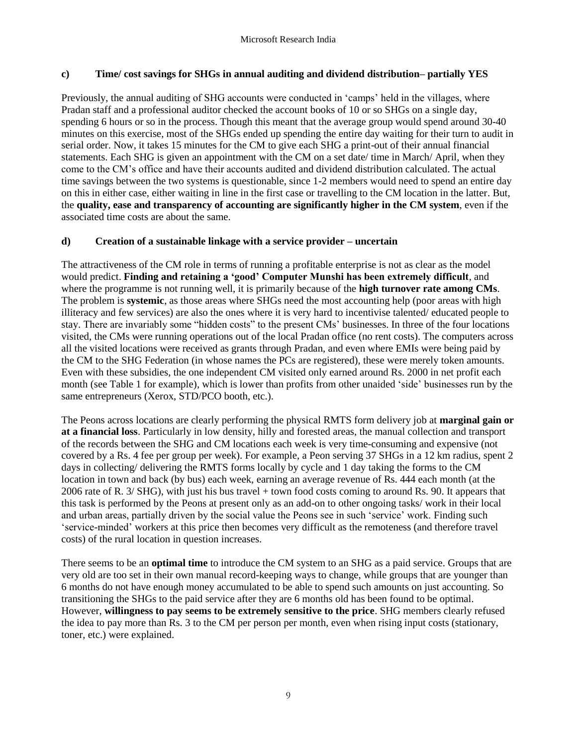### c) Time/ cost savings for SHGs in annual auditing and dividend distribution– partially YES

Previously, the annual auditing of SHG accounts were conducted in 'camps' held in the villages, where Pradan staff and a professional auditor checked the account books of 10 or so SHGs on a single day, spending 6 hours or so in the process. Though this meant that the average group would spend around 30-40 minutes on this exercise, most of the SHGs ended up spending the entire day waiting for their turn to audit in serial order. Now, it takes 15 minutes for the CM to give each SHG a print-out of their annual financial statements. Each SHG is given an appointment with the CM on a set date/ time in March/ April, when they come to the CM's office and have their accounts audited and dividend distribution calculated. The actual time savings between the two systems is questionable, since 1-2 members would need to spend an entire day on this in either case, either waiting in line in the first case or travelling to the CM location in the latter. But, the **quality, ease and transparency of accounting are significantly higher in the CM system**, even if the associated time costs are about the same.

### d) Creation of a sustainable linkage with a service provider – uncertain

The attractiveness of the CM role in terms of running a profitable enterprise is not as clear as the model would predict. **Finding and retaining a 'good' Computer Munshi has been extremely difficult**, and where the programme is not running well, it is primarily because of the **high turnover rate among CMs**. The problem is **systemic**, as those areas where SHGs need the most accounting help (poor areas with high illiteracy and few services) are also the ones where it is very hard to incentivise talented/ educated people to stay. There are invariably some "hidden costs" to the present CMs' businesses. In three of the four locations visited, the CMs were running operations out of the local Pradan office (no rent costs). The computers across all the visited locations were received as grants through Pradan, and even where EMIs were being paid by the CM to the SHG Federation (in whose names the PCs are registered), these were merely token amounts. Even with these subsidies, the one independent CM visited only earned around Rs. 2000 in net profit each month (see Table 1 for example), which is lower than profits from other unaided 'side' businesses run by the same entrepreneurs (Xerox, STD/PCO booth, etc.).

The Peons across locations are clearly performing the physical RMTS form delivery job at **marginal gain or at a financial loss**. Particularly in low density, hilly and forested areas, the manual collection and transport of the records between the SHG and CM locations each week is very time-consuming and expensive (not covered by a Rs. 4 fee per group per week). For example, a Peon serving 37 SHGs in a 12 km radius, spent 2 days in collecting/ delivering the RMTS forms locally by cycle and 1 day taking the forms to the CM location in town and back (by bus) each week, earning an average revenue of Rs. 444 each month (at the 2006 rate of R. 3/ SHG), with just his bus travel + town food costs coming to around Rs. 90. It appears that this task is performed by the Peons at present only as an add-on to other ongoing tasks/ work in their local and urban areas, partially driven by the social value the Peons see in such 'service' work. Finding such 'service-minded' workers at this price then becomes very difficult as the remoteness (and therefore travel costs) of the rural location in question increases.

There seems to be an **optimal time** to introduce the CM system to an SHG as a paid service. Groups that are very old are too set in their own manual record-keeping ways to change, while groups that are younger than 6 months do not have enough money accumulated to be able to spend such amounts on just accounting. So transitioning the SHGs to the paid service after they are 6 months old has been found to be optimal. However, **willingness to pay seems to be extremely sensitive to the price**. SHG members clearly refused the idea to pay more than Rs. 3 to the CM per person per month, even when rising input costs (stationary, toner, etc.) were explained.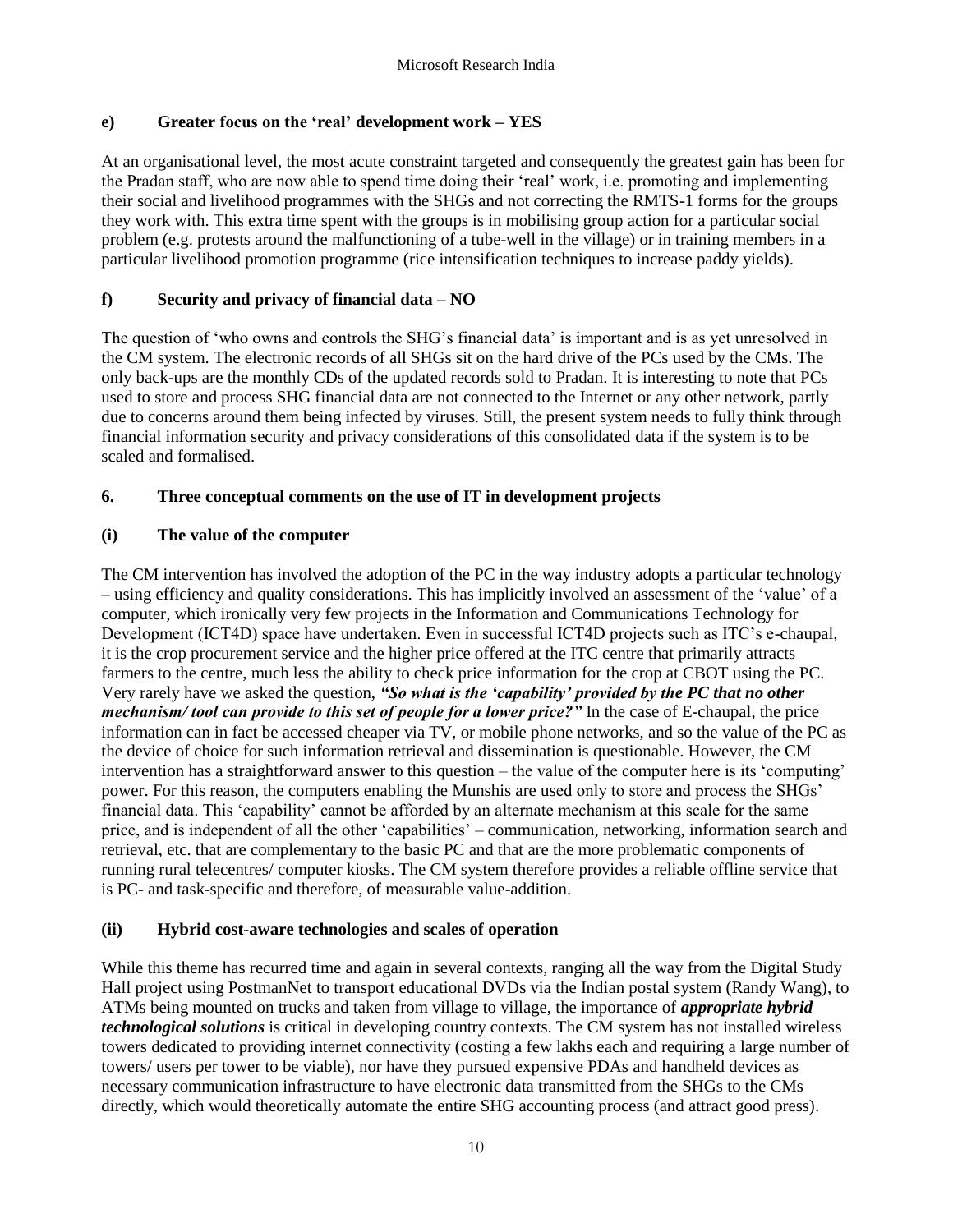### e) Greater focus on the 'real' development work – YES

At an organisational level, the most acute constraint targeted and consequently the greatest gain has been for the Pradan staff, who are now able to spend time doing their 'real' work, i.e. promoting and implementing their social and livelihood programmes with the SHGs and not correcting the RMTS-1 forms for the groups they work with. This extra time spent with the groups is in mobilising group action for a particular social problem (e.g. protests around the malfunctioning of a tube-well in the village) or in training members in a particular livelihood promotion programme (rice intensification techniques to increase paddy yields).

### f) Security and privacy of financial data – NO

The question of 'who owns and controls the SHG's financial data' is important and is as yet unresolved in the CM system. The electronic records of all SHGs sit on the hard drive of the PCs used by the CMs. The only back-ups are the monthly CDs of the updated records sold to Pradan. It is interesting to note that PCs used to store and process SHG financial data are not connected to the Internet or any other network, partly due to concerns around them being infected by viruses. Still, the present system needs to fully think through financial information security and privacy considerations of this consolidated data if the system is to be scaled and formalised.

## 6. Three conceptual comments on the use of IT in development projects

### (i) The value of the computer

The CM intervention has involved the adoption of the PC in the way industry adopts a particular technology – using efficiency and quality considerations. This has implicitly involved an assessment of the 'value' of a computer, which ironically very few projects in the Information and Communications Technology for Development (ICT4D) space have undertaken. Even in successful ICT4D projects such as ITC's e-chaupal, it is the crop procurement service and the higher price offered at the ITC centre that primarily attracts farmers to the centre, much less the ability to check price information for the crop at CBOT using the PC. Very rarely have we asked the question, ***"So what is the 'capability' provided by the PC that no other mechanism/ tool can provide to this set of people for a lower price?"*** In the case of E-chaupal, the price information can in fact be accessed cheaper via TV, or mobile phone networks, and so the value of the PC as the device of choice for such information retrieval and dissemination is questionable. However, the CM intervention has a straightforward answer to this question – the value of the computer here is its 'computing' power. For this reason, the computers enabling the Munshis are used only to store and process the SHGs' financial data. This 'capability' cannot be afforded by an alternate mechanism at this scale for the same price, and is independent of all the other 'capabilities' – communication, networking, information search and retrieval, etc. that are complementary to the basic PC and that are the more problematic components of running rural telecentres/ computer kiosks. The CM system therefore provides a reliable offline service that is PC- and task-specific and therefore, of measurable value-addition.

### (ii) Hybrid cost-aware technologies and scales of operation

While this theme has recurred time and again in several contexts, ranging all the way from the Digital Study Hall project using PostmanNet to transport educational DVDs via the Indian postal system (Randy Wang), to ATMs being mounted on trucks and taken from village to village, the importance of ***appropriate hybrid technological solutions*** is critical in developing country contexts. The CM system has not installed wireless towers dedicated to providing internet connectivity (costing a few lakhs each and requiring a large number of towers/ users per tower to be viable), nor have they pursued expensive PDAs and handheld devices as necessary communication infrastructure to have electronic data transmitted from the SHGs to the CMs directly, which would theoretically automate the entire SHG accounting process (and attract good press).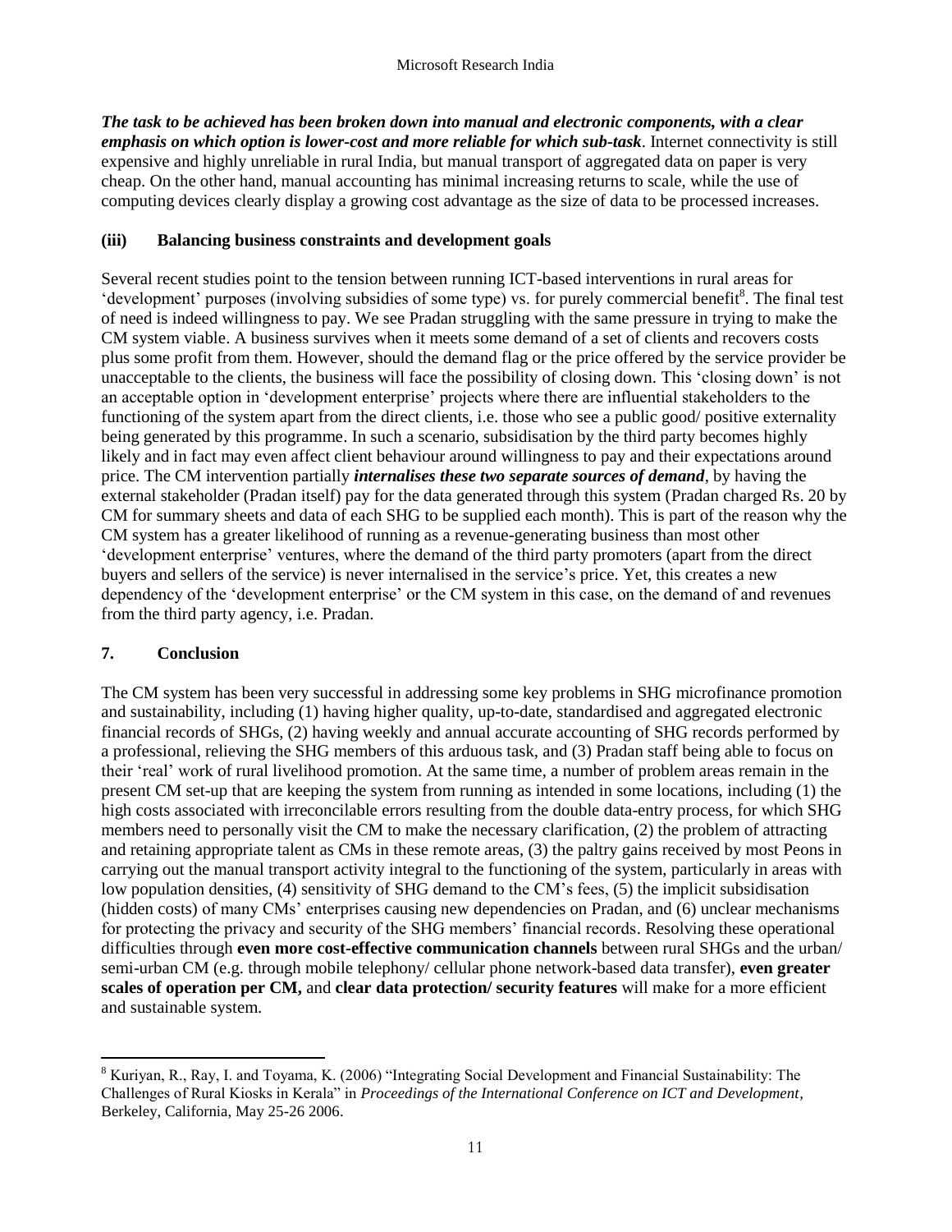***The task to be achieved has been broken down into manual and electronic components, with a clear emphasis on which option is lower-cost and more reliable for which sub-task***. Internet connectivity is still expensive and highly unreliable in rural India, but manual transport of aggregated data on paper is very cheap. On the other hand, manual accounting has minimal increasing returns to scale, while the use of computing devices clearly display a growing cost advantage as the size of data to be processed increases.

### (iii) Balancing business constraints and development goals

Several recent studies point to the tension between running ICT-based interventions in rural areas for 'development' purposes (involving subsidies of some type) vs. for purely commercial benefit[8]. The final test of need is indeed willingness to pay. We see Pradan struggling with the same pressure in trying to make the CM system viable. A business survives when it meets some demand of a set of clients and recovers costs plus some profit from them. However, should the demand flag or the price offered by the service provider be unacceptable to the clients, the business will face the possibility of closing down. This 'closing down' is not an acceptable option in 'development enterprise' projects where there are influential stakeholders to the functioning of the system apart from the direct clients, i.e. those who see a public good/ positive externality being generated by this programme. In such a scenario, subsidisation by the third party becomes highly likely and in fact may even affect client behaviour around willingness to pay and their expectations around price. The CM intervention partially ***internalises these two separate sources of demand***, by having the external stakeholder (Pradan itself) pay for the data generated through this system (Pradan charged Rs. 20 by CM for summary sheets and data of each SHG to be supplied each month). This is part of the reason why the CM system has a greater likelihood of running as a revenue-generating business than most other 'development enterprise' ventures, where the demand of the third party promoters (apart from the direct buyers and sellers of the service) is never internalised in the service's price. Yet, this creates a new dependency of the 'development enterprise' or the CM system in this case, on the demand of and revenues from the third party agency, i.e. Pradan.

## 7. Conclusion

The CM system has been very successful in addressing some key problems in SHG microfinance promotion and sustainability, including (1) having higher quality, up-to-date, standardised and aggregated electronic financial records of SHGs, (2) having weekly and annual accurate accounting of SHG records performed by a professional, relieving the SHG members of this arduous task, and (3) Pradan staff being able to focus on their 'real' work of rural livelihood promotion. At the same time, a number of problem areas remain in the present CM set-up that are keeping the system from running as intended in some locations, including (1) the high costs associated with irreconcilable errors resulting from the double data-entry process, for which SHG members need to personally visit the CM to make the necessary clarification, (2) the problem of attracting and retaining appropriate talent as CMs in these remote areas, (3) the paltry gains received by most Peons in carrying out the manual transport activity integral to the functioning of the system, particularly in areas with low population densities, (4) sensitivity of SHG demand to the CM's fees, (5) the implicit subsidisation (hidden costs) of many CMs' enterprises causing new dependencies on Pradan, and (6) unclear mechanisms for protecting the privacy and security of the SHG members' financial records. Resolving these operational difficulties through **even more cost-effective communication channels** between rural SHGs and the urban/ semi-urban CM (e.g. through mobile telephony/ cellular phone network-based data transfer), **even greater scales of operation per CM,** and **clear data protection/ security features** will make for a more efficient and sustainable system.

---

[8] Kuriyan, R., Ray, I. and Toyama, K. (2006) "Integrating Social Development and Financial Sustainability: The Challenges of Rural Kiosks in Kerala" in *Proceedings of the International Conference on ICT and Development*, Berkeley, California, May 25-26 2006.